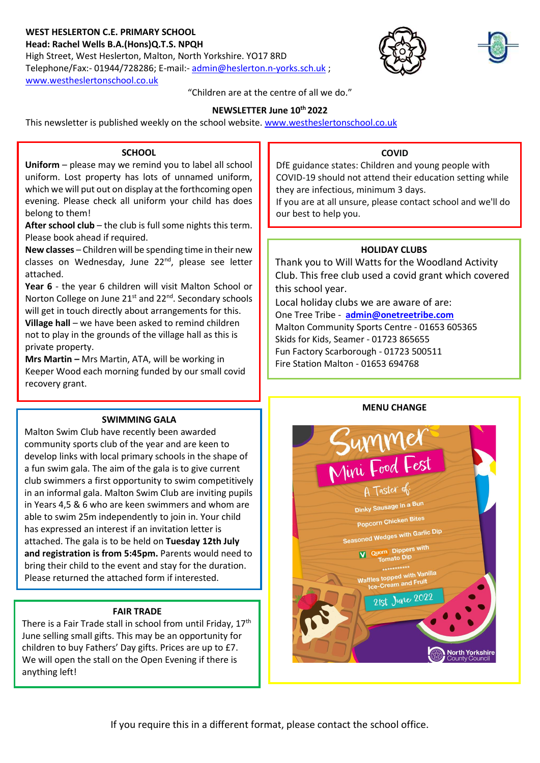**WEST HESLERTON C.E. PRIMARY SCHOOL**
**Head: Rachel Wells B.A.(Hons)Q.T.S. NPQH**
High Street, West Heslerton, Malton, North Yorkshire. YO17 8RD
Telephone/Fax:- 01944/728286; E-mail:- admin@heslerton.n-yorks.sch.uk ;
www.westheslertonschool.co.uk

"Children are at the centre of all we do."

**NEWSLETTER June 10th 2022**

This newsletter is published weekly on the school website. www.westheslertonschool.co.uk

## SCHOOL

**Uniform** – please may we remind you to label all school uniform. Lost property has lots of unnamed uniform, which we will put out on display at the forthcoming open evening. Please check all uniform your child has does belong to them!

**After school club** – the club is full some nights this term. Please book ahead if required.

**New classes** – Children will be spending time in their new classes on Wednesday, June 22nd, please see letter attached.

**Year 6** - the year 6 children will visit Malton School or Norton College on June 21st and 22nd. Secondary schools will get in touch directly about arrangements for this.

**Village hall** – we have been asked to remind children not to play in the grounds of the village hall as this is private property.

**Mrs Martin** – Mrs Martin, ATA, will be working in Keeper Wood each morning funded by our small covid recovery grant.

## SWIMMING GALA

Malton Swim Club have recently been awarded community sports club of the year and are keen to develop links with local primary schools in the shape of a fun swim gala. The aim of the gala is to give current club swimmers a first opportunity to swim competitively in an informal gala. Malton Swim Club are inviting pupils in Years 4,5 & 6 who are keen swimmers and whom are able to swim 25m independently to join in. Your child has expressed an interest if an invitation letter is attached. The gala is to be held on **Tuesday 12th July and registration is from 5:45pm.** Parents would need to bring their child to the event and stay for the duration. Please returned the attached form if interested.

## FAIR TRADE

There is a Fair Trade stall in school from until Friday, 17th June selling small gifts. This may be an opportunity for children to buy Fathers' Day gifts. Prices are up to £7. We will open the stall on the Open Evening if there is anything left!

## COVID

DfE guidance states: Children and young people with COVID-19 should not attend their education setting while they are infectious, minimum 3 days.

If you are at all unsure, please contact school and we'll do our best to help you.

## HOLIDAY CLUBS

Thank you to Will Watts for the Woodland Activity Club. This free club used a covid grant which covered this school year.

Local holiday clubs we are aware of are:

One Tree Tribe - **admin@onetreetribe.com**
Malton Community Sports Centre - 01653 605365
Skids for Kids, Seamer - 01723 865655
Fun Factory Scarborough - 01723 500511
Fire Station Malton - 01653 694768

## MENU CHANGE

Summer Mini Food Fest

A Taster of:

Dinky Sausage in a Bun
Popcorn Chicken Bites
Seasoned Wedges with Garlic Dip
V Quorn Dippers with Tomato Dip
\*\*\*\*\*\*\*\*\*\*\*
Waffles topped with Vanilla Ice-Cream and Fruit

21st June 2022

North Yorkshire County Council

If you require this in a different format, please contact the school office.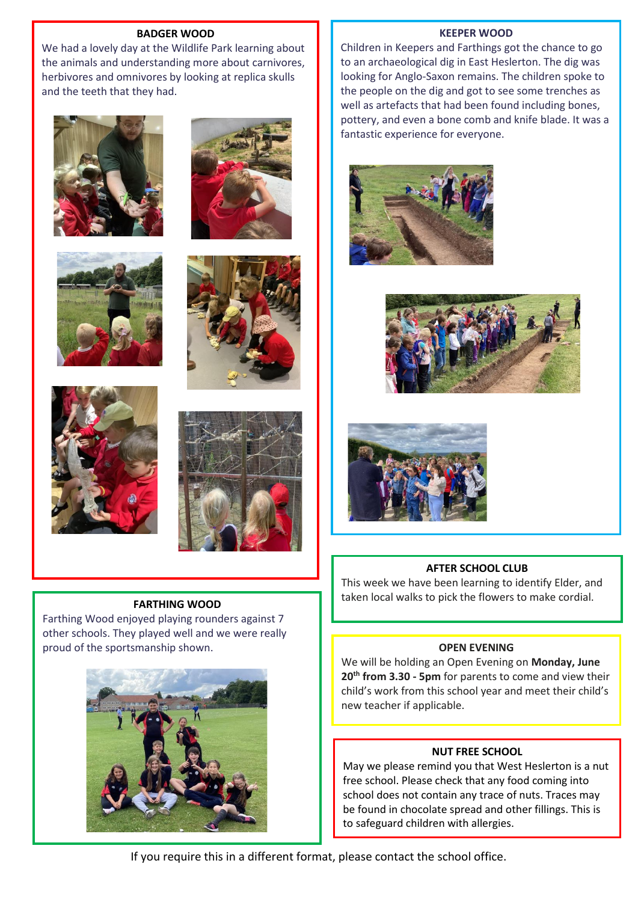## BADGER WOOD

We had a lovely day at the Wildlife Park learning about the animals and understanding more about carnivores, herbivores and omnivores by looking at replica skulls and the teeth that they had.

## KEEPER WOOD

Children in Keepers and Farthings got the chance to go to an archaeological dig in East Heslerton. The dig was looking for Anglo-Saxon remains. The children spoke to the people on the dig and got to see some trenches as well as artefacts that had been found including bones, pottery, and even a bone comb and knife blade. It was a fantastic experience for everyone.

## FARTHING WOOD

Farthing Wood enjoyed playing rounders against 7 other schools. They played well and we were really proud of the sportsmanship shown.

## AFTER SCHOOL CLUB

This week we have been learning to identify Elder, and taken local walks to pick the flowers to make cordial.

## OPEN EVENING

We will be holding an Open Evening on **Monday, June 20th from 3.30 - 5pm** for parents to come and view their child's work from this school year and meet their child's new teacher if applicable.

## NUT FREE SCHOOL

May we please remind you that West Heslerton is a nut free school. Please check that any food coming into school does not contain any trace of nuts. Traces may be found in chocolate spread and other fillings. This is to safeguard children with allergies.

If you require this in a different format, please contact the school office.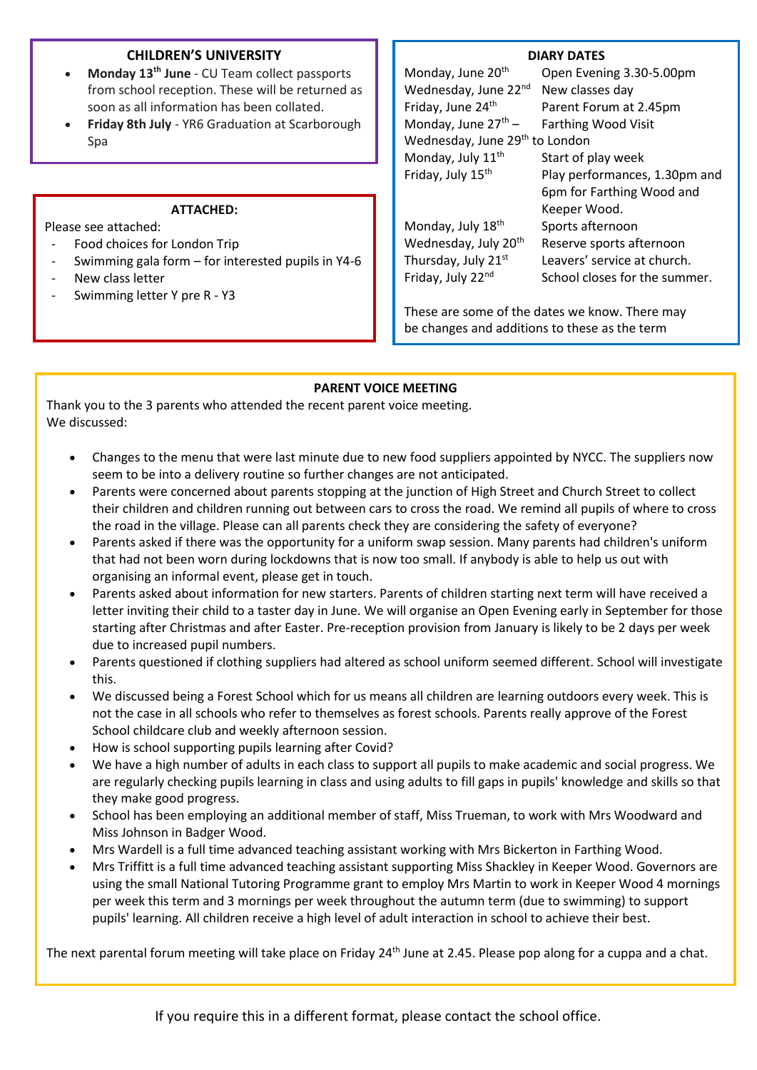## CHILDREN'S UNIVERSITY

- **Monday 13th June** - CU Team collect passports from school reception. These will be returned as soon as all information has been collated.
- **Friday 8th July** - YR6 Graduation at Scarborough Spa

## ATTACHED:

Please see attached:

- Food choices for London Trip
- Swimming gala form – for interested pupils in Y4-6
- New class letter
- Swimming letter Y pre R - Y3

## DIARY DATES

| | |
|---|---|
| Monday, June 20th | Open Evening 3.30-5.00pm |
| Wednesday, June 22nd | New classes day |
| Friday, June 24th | Parent Forum at 2.45pm |
| Monday, June 27th – Wednesday, June 29th | Farthing Wood Visit to London |
| Monday, July 11th | Start of play week |
| Friday, July 15th | Play performances, 1.30pm and 6pm for Farthing Wood and Keeper Wood. |
| Monday, July 18th | Sports afternoon |
| Wednesday, July 20th | Reserve sports afternoon |
| Thursday, July 21st | Leavers' service at church. |
| Friday, July 22nd | School closes for the summer. |

These are some of the dates we know. There may be changes and additions to these as the term

## PARENT VOICE MEETING

Thank you to the 3 parents who attended the recent parent voice meeting.
We discussed:

- Changes to the menu that were last minute due to new food suppliers appointed by NYCC. The suppliers now seem to be into a delivery routine so further changes are not anticipated.
- Parents were concerned about parents stopping at the junction of High Street and Church Street to collect their children and children running out between cars to cross the road. We remind all pupils of where to cross the road in the village. Please can all parents check they are considering the safety of everyone?
- Parents asked if there was the opportunity for a uniform swap session. Many parents had children's uniform that had not been worn during lockdowns that is now too small. If anybody is able to help us out with organising an informal event, please get in touch.
- Parents asked about information for new starters. Parents of children starting next term will have received a letter inviting their child to a taster day in June. We will organise an Open Evening early in September for those starting after Christmas and after Easter. Pre-reception provision from January is likely to be 2 days per week due to increased pupil numbers.
- Parents questioned if clothing suppliers had altered as school uniform seemed different. School will investigate this.
- We discussed being a Forest School which for us means all children are learning outdoors every week. This is not the case in all schools who refer to themselves as forest schools. Parents really approve of the Forest School childcare club and weekly afternoon session.
- How is school supporting pupils learning after Covid?
- We have a high number of adults in each class to support all pupils to make academic and social progress. We are regularly checking pupils learning in class and using adults to fill gaps in pupils' knowledge and skills so that they make good progress.
- School has been employing an additional member of staff, Miss Trueman, to work with Mrs Woodward and Miss Johnson in Badger Wood.
- Mrs Wardell is a full time advanced teaching assistant working with Mrs Bickerton in Farthing Wood.
- Mrs Triffitt is a full time advanced teaching assistant supporting Miss Shackley in Keeper Wood. Governors are using the small National Tutoring Programme grant to employ Mrs Martin to work in Keeper Wood 4 mornings per week this term and 3 mornings per week throughout the autumn term (due to swimming) to support pupils' learning. All children receive a high level of adult interaction in school to achieve their best.

The next parental forum meeting will take place on Friday 24th June at 2.45. Please pop along for a cuppa and a chat.

If you require this in a different format, please contact the school office.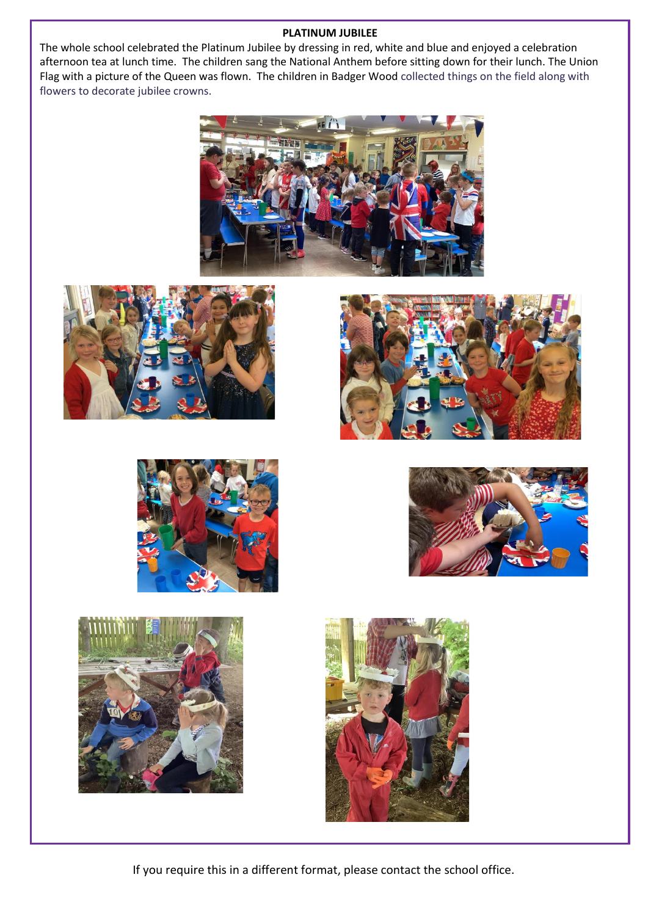**PLATINUM JUBILEE**

The whole school celebrated the Platinum Jubilee by dressing in red, white and blue and enjoyed a celebration afternoon tea at lunch time. The children sang the National Anthem before sitting down for their lunch. The Union Flag with a picture of the Queen was flown. The children in Badger Wood collected things on the field along with flowers to decorate jubilee crowns.

If you require this in a different format, please contact the school office.